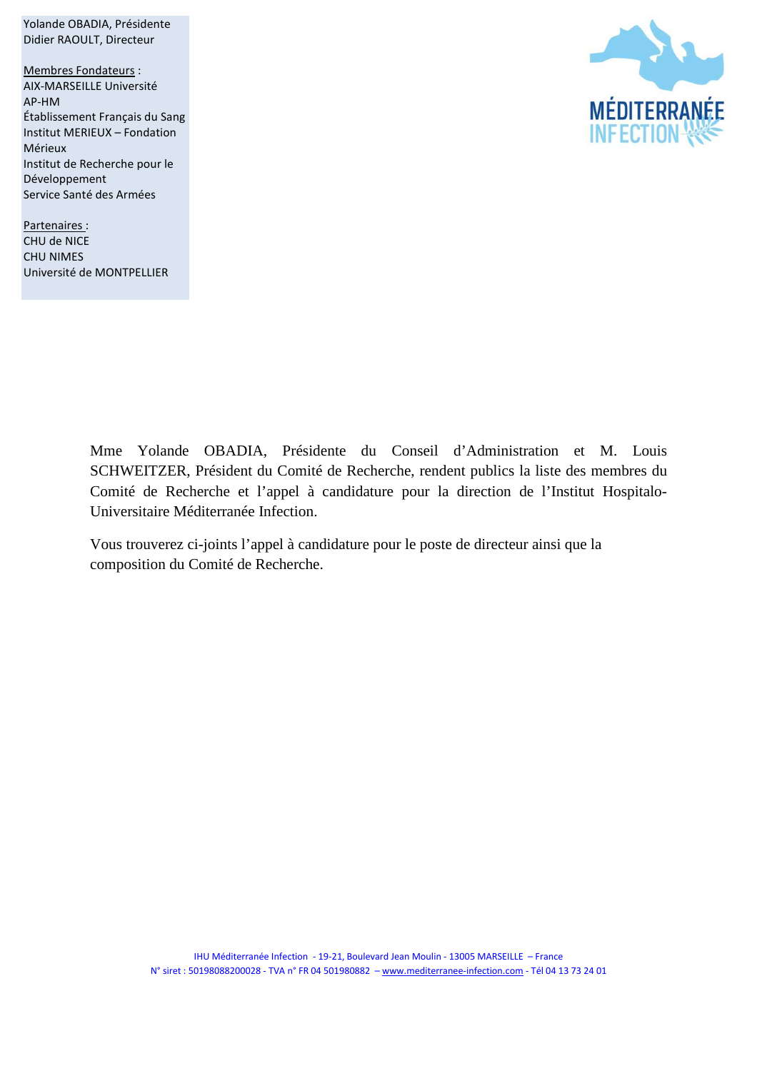Yolande OBADIA, Présidente
Didier RAOULT, Directeur

Membres Fondateurs :
AIX-MARSEILLE Université
AP-HM
Établissement Français du Sang
Institut MERIEUX – Fondation Mérieux
Institut de Recherche pour le Développement
Service Santé des Armées

Partenaires :
CHU de NICE
CHU NIMES
Université de MONTPELLIER

MÉDITERRANÉE INFECTION

Mme Yolande OBADIA, Présidente du Conseil d'Administration et M. Louis SCHWEITZER, Président du Comité de Recherche, rendent publics la liste des membres du Comité de Recherche et l'appel à candidature pour la direction de l'Institut Hospitalo-Universitaire Méditerranée Infection.

Vous trouverez ci-joints l'appel à candidature pour le poste de directeur ainsi que la composition du Comité de Recherche.

IHU Méditerranée Infection - 19-21, Boulevard Jean Moulin - 13005 MARSEILLE – France
N° siret : 50198088200028 - TVA n° FR 04 501980882 – www.mediterranee-infection.com - Tél 04 13 73 24 01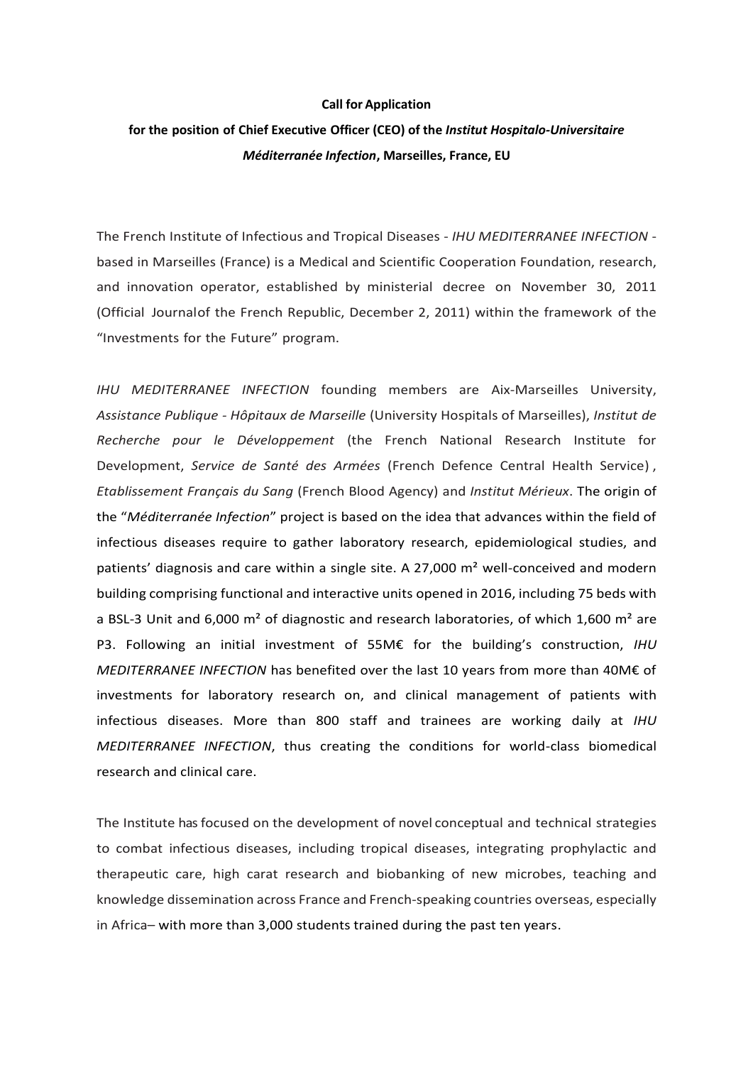**Call for Application**

**for the position of Chief Executive Officer (CEO) of the *Institut Hospitalo-Universitaire Méditerranée Infection*, Marseilles, France, EU**

The French Institute of Infectious and Tropical Diseases - *IHU MEDITERRANEE INFECTION* - based in Marseilles (France) is a Medical and Scientific Cooperation Foundation, research, and innovation operator, established by ministerial decree on November 30, 2011 (Official Journalof the French Republic, December 2, 2011) within the framework of the "Investments for the Future" program.

*IHU MEDITERRANEE INFECTION* founding members are Aix-Marseilles University, *Assistance Publique - Hôpitaux de Marseille* (University Hospitals of Marseilles), *Institut de Recherche pour le Développement* (the French National Research Institute for Development, *Service de Santé des Armées* (French Defence Central Health Service) , *Etablissement Français du Sang* (French Blood Agency) and *Institut Mérieux*. The origin of the "*Méditerranée Infection*" project is based on the idea that advances within the field of infectious diseases require to gather laboratory research, epidemiological studies, and patients' diagnosis and care within a single site. A 27,000 m² well-conceived and modern building comprising functional and interactive units opened in 2016, including 75 beds with a BSL-3 Unit and 6,000 m² of diagnostic and research laboratories, of which 1,600 m² are P3. Following an initial investment of 55M€ for the building's construction, *IHU MEDITERRANEE INFECTION* has benefited over the last 10 years from more than 40M€ of investments for laboratory research on, and clinical management of patients with infectious diseases. More than 800 staff and trainees are working daily at *IHU MEDITERRANEE INFECTION*, thus creating the conditions for world-class biomedical research and clinical care.

The Institute has focused on the development of novel conceptual and technical strategies to combat infectious diseases, including tropical diseases, integrating prophylactic and therapeutic care, high carat research and biobanking of new microbes, teaching and knowledge dissemination across France and French-speaking countries overseas, especially in Africa– with more than 3,000 students trained during the past ten years.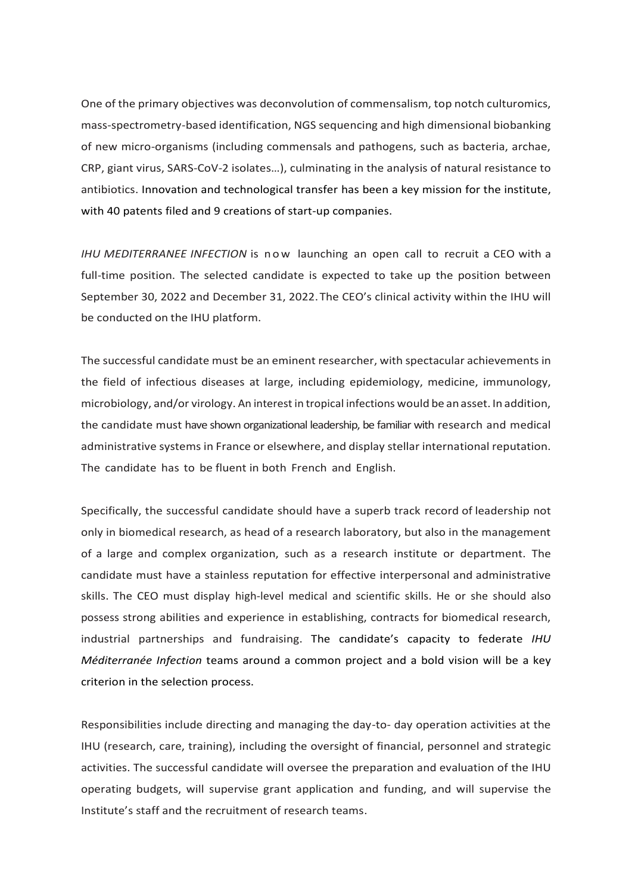One of the primary objectives was deconvolution of commensalism, top notch culturomics, mass-spectrometry-based identification, NGS sequencing and high dimensional biobanking of new micro-organisms (including commensals and pathogens, such as bacteria, archae, CRP, giant virus, SARS-CoV-2 isolates…), culminating in the analysis of natural resistance to antibiotics. Innovation and technological transfer has been a key mission for the institute, with 40 patents filed and 9 creations of start-up companies.

*IHU MEDITERRANEE INFECTION* is now launching an open call to recruit a CEO with a full-time position. The selected candidate is expected to take up the position between September 30, 2022 and December 31, 2022. The CEO's clinical activity within the IHU will be conducted on the IHU platform.

The successful candidate must be an eminent researcher, with spectacular achievements in the field of infectious diseases at large, including epidemiology, medicine, immunology, microbiology, and/or virology. An interest in tropical infections would be an asset. In addition, the candidate must have shown organizational leadership, be familiar with research and medical administrative systems in France or elsewhere, and display stellar international reputation. The candidate has to be fluent in both French and English.

Specifically, the successful candidate should have a superb track record of leadership not only in biomedical research, as head of a research laboratory, but also in the management of a large and complex organization, such as a research institute or department. The candidate must have a stainless reputation for effective interpersonal and administrative skills. The CEO must display high-level medical and scientific skills. He or she should also possess strong abilities and experience in establishing, contracts for biomedical research, industrial partnerships and fundraising. The candidate's capacity to federate *IHU Méditerranée Infection* teams around a common project and a bold vision will be a key criterion in the selection process.

Responsibilities include directing and managing the day-to- day operation activities at the IHU (research, care, training), including the oversight of financial, personnel and strategic activities. The successful candidate will oversee the preparation and evaluation of the IHU operating budgets, will supervise grant application and funding, and will supervise the Institute's staff and the recruitment of research teams.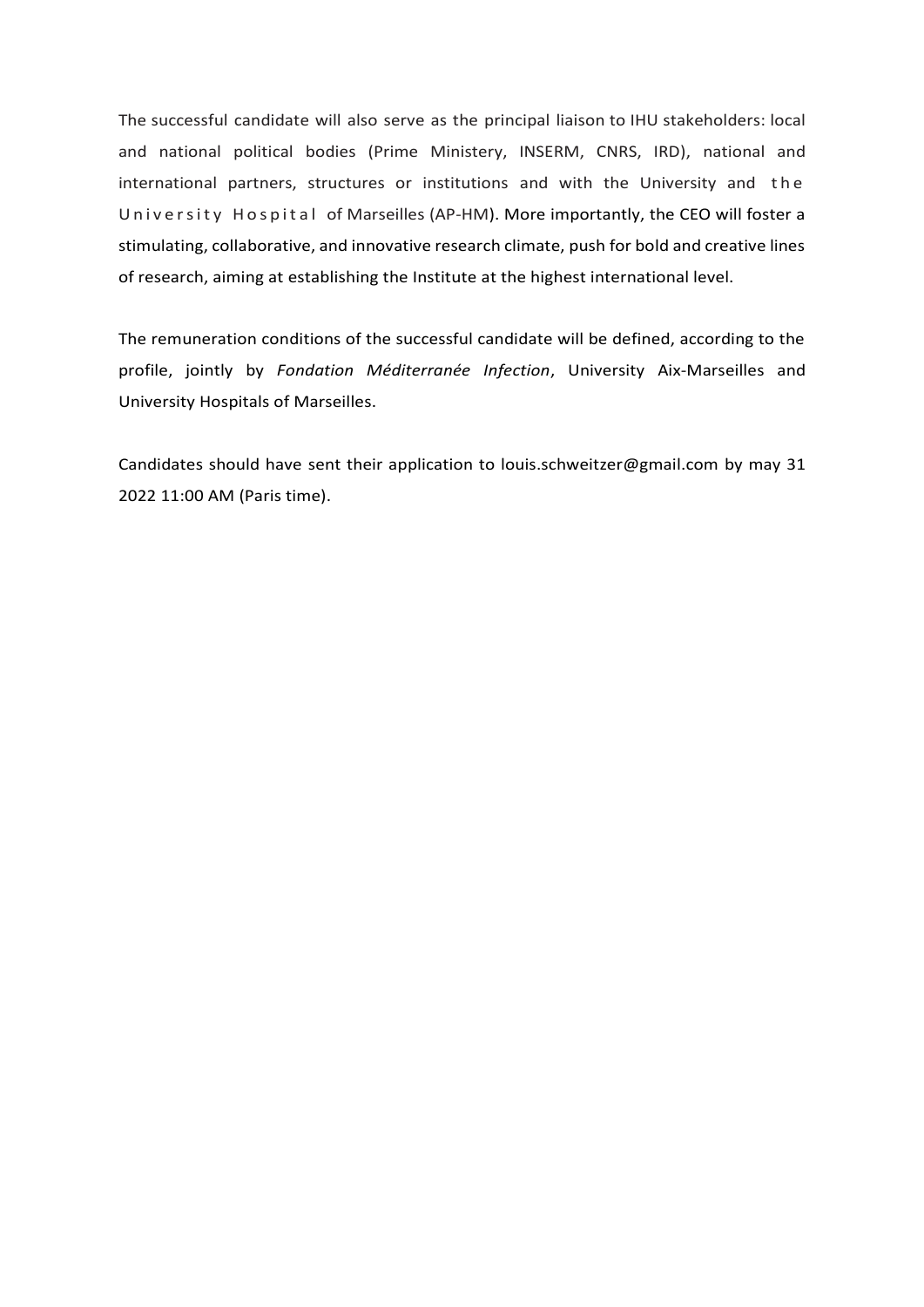The successful candidate will also serve as the principal liaison to IHU stakeholders: local and national political bodies (Prime Ministery, INSERM, CNRS, IRD), national and international partners, structures or institutions and with the University and the University Hospital of Marseilles (AP-HM). More importantly, the CEO will foster a stimulating, collaborative, and innovative research climate, push for bold and creative lines of research, aiming at establishing the Institute at the highest international level.

The remuneration conditions of the successful candidate will be defined, according to the profile, jointly by *Fondation Méditerranée Infection*, University Aix-Marseilles and University Hospitals of Marseilles.

Candidates should have sent their application to louis.schweitzer@gmail.com by may 31 2022 11:00 AM (Paris time).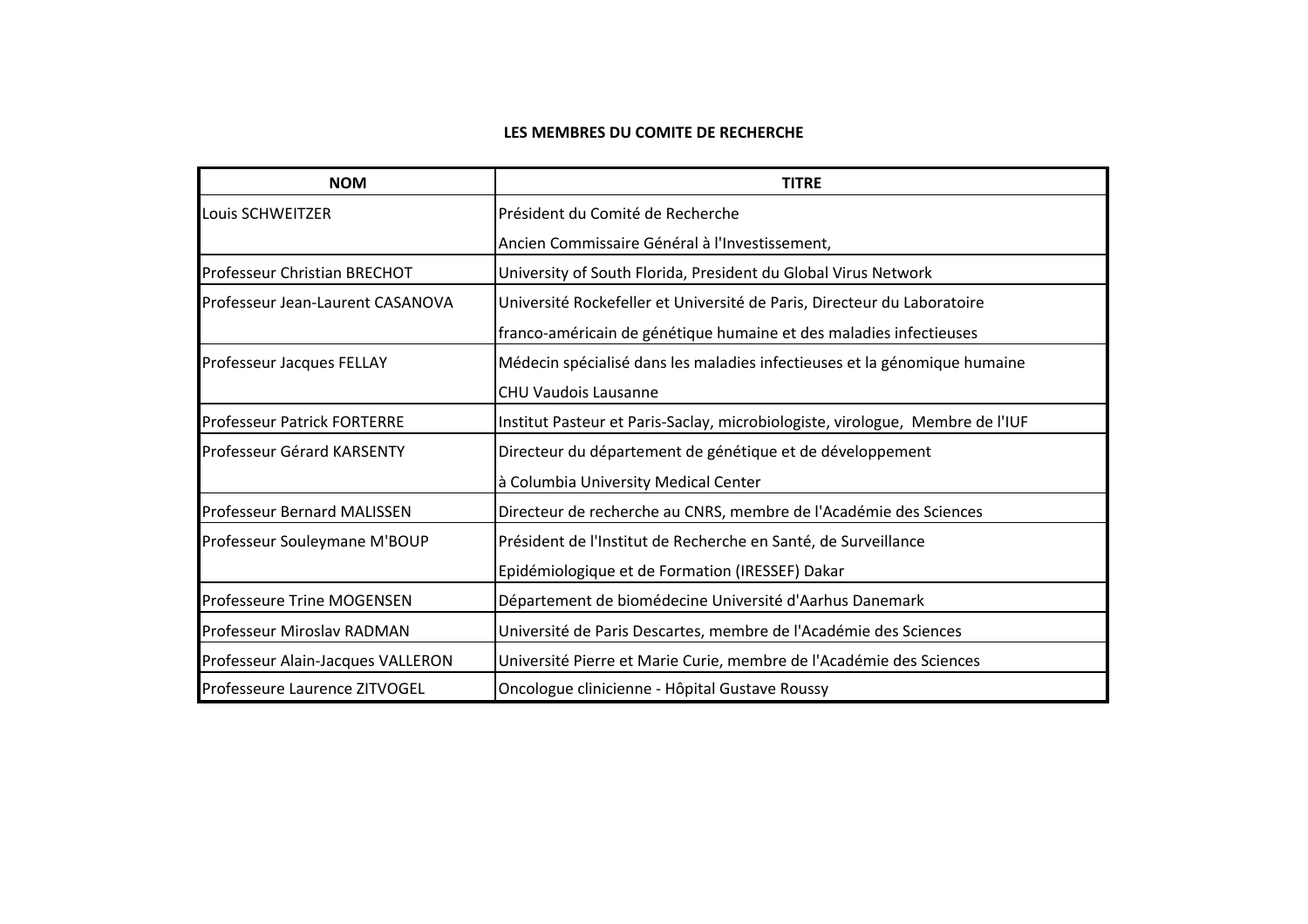**LES MEMBRES DU COMITE DE RECHERCHE**

| NOM | TITRE |
|---|---|
| Louis SCHWEITZER | Président du Comité de Recherche<br>Ancien Commissaire Général à l'Investissement, |
| Professeur Christian BRECHOT | University of South Florida, President du Global Virus Network |
| Professeur Jean-Laurent CASANOVA | Université Rockefeller et Université de Paris, Directeur du Laboratoire<br>franco-américain de génétique humaine et des maladies infectieuses |
| Professeur Jacques FELLAY | Médecin spécialisé dans les maladies infectieuses et la génomique humaine<br>CHU Vaudois Lausanne |
| Professeur Patrick FORTERRE | Institut Pasteur et Paris-Saclay, microbiologiste, virologue, Membre de l'IUF |
| Professeur Gérard KARSENTY | Directeur du département de génétique et de développement<br>à Columbia University Medical Center |
| Professeur Bernard MALISSEN | Directeur de recherche au CNRS, membre de l'Académie des Sciences |
| Professeur Souleymane M'BOUP | Président de l'Institut de Recherche en Santé, de Surveillance<br>Epidémiologique et de Formation (IRESSEF) Dakar |
| Professeure Trine MOGENSEN | Département de biomédecine Université d'Aarhus Danemark |
| Professeur Miroslav RADMAN | Université de Paris Descartes, membre de l'Académie des Sciences |
| Professeur Alain-Jacques VALLERON | Université Pierre et Marie Curie, membre de l'Académie des Sciences |
| Professeure Laurence ZITVOGEL | Oncologue clinicienne - Hôpital Gustave Roussy |